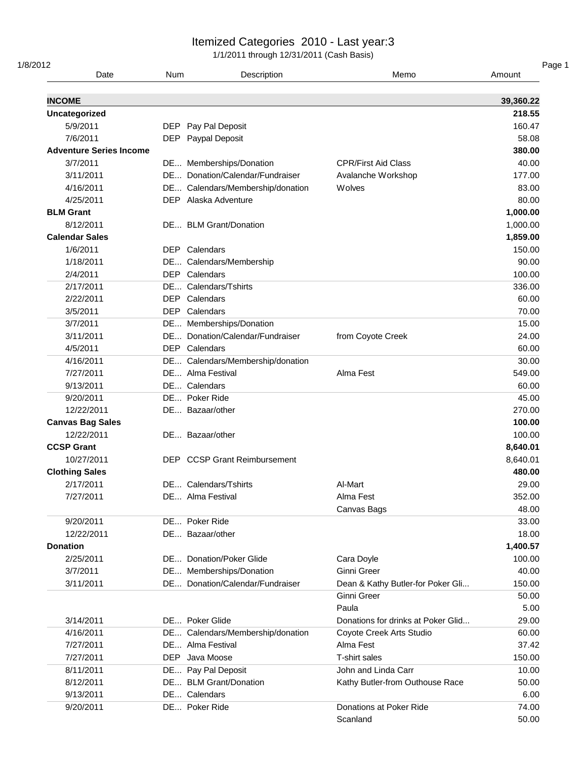# Itemized Categories 2010 - Last year:3

1/1/2011 through 12/31/2011 (Cash Basis)

1/8/2012

| Date | Num | Description | Memo | Amount |
|---|---|---|---|---|
| **INCOME** | | | | **39,360.22** |
| **Uncategorized** | | | | **218.55** |
| 5/9/2011 | DEP | Pay Pal Deposit | | 160.47 |
| 7/6/2011 | DEP | Paypal Deposit | | 58.08 |
| **Adventure Series Income** | | | | **380.00** |
| 3/7/2011 | DE... | Memberships/Donation | CPR/First Aid Class | 40.00 |
| 3/11/2011 | DE... | Donation/Calendar/Fundraiser | Avalanche Workshop | 177.00 |
| 4/16/2011 | DE... | Calendars/Membership/donation | Wolves | 83.00 |
| 4/25/2011 | DEP | Alaska Adventure | | 80.00 |
| **BLM Grant** | | | | **1,000.00** |
| 8/12/2011 | DE... | BLM Grant/Donation | | 1,000.00 |
| **Calendar Sales** | | | | **1,859.00** |
| 1/6/2011 | DEP | Calendars | | 150.00 |
| 1/18/2011 | DE... | Calendars/Membership | | 90.00 |
| 2/4/2011 | DEP | Calendars | | 100.00 |
| 2/17/2011 | DE... | Calendars/Tshirts | | 336.00 |
| 2/22/2011 | DEP | Calendars | | 60.00 |
| 3/5/2011 | DEP | Calendars | | 70.00 |
| 3/7/2011 | DE... | Memberships/Donation | | 15.00 |
| 3/11/2011 | DE... | Donation/Calendar/Fundraiser | from Coyote Creek | 24.00 |
| 4/5/2011 | DEP | Calendars | | 60.00 |
| 4/16/2011 | DE... | Calendars/Membership/donation | | 30.00 |
| 7/27/2011 | DE... | Alma Festival | Alma Fest | 549.00 |
| 9/13/2011 | DE... | Calendars | | 60.00 |
| 9/20/2011 | DE... | Poker Ride | | 45.00 |
| 12/22/2011 | DE... | Bazaar/other | | 270.00 |
| **Canvas Bag Sales** | | | | **100.00** |
| 12/22/2011 | DE... | Bazaar/other | | 100.00 |
| **CCSP Grant** | | | | **8,640.01** |
| 10/27/2011 | DEP | CCSP Grant Reimbursement | | 8,640.01 |
| **Clothing Sales** | | | | **480.00** |
| 2/17/2011 | DE... | Calendars/Tshirts | Al-Mart | 29.00 |
| 7/27/2011 | DE... | Alma Festival | Alma Fest | 352.00 |
| | | | Canvas Bags | 48.00 |
| 9/20/2011 | DE... | Poker Ride | | 33.00 |
| 12/22/2011 | DE... | Bazaar/other | | 18.00 |
| **Donation** | | | | **1,400.57** |
| 2/25/2011 | DE... | Donation/Poker Glide | Cara Doyle | 100.00 |
| 3/7/2011 | DE... | Memberships/Donation | Ginni Greer | 40.00 |
| 3/11/2011 | DE... | Donation/Calendar/Fundraiser | Dean & Kathy Butler-for Poker Gli... | 150.00 |
| | | | Ginni Greer | 50.00 |
| | | | Paula | 5.00 |
| 3/14/2011 | DE... | Poker Glide | Donations for drinks at Poker Glid... | 29.00 |
| 4/16/2011 | DE... | Calendars/Membership/donation | Coyote Creek Arts Studio | 60.00 |
| 7/27/2011 | DE... | Alma Festival | Alma Fest | 37.42 |
| 7/27/2011 | DEP | Java Moose | T-shirt sales | 150.00 |
| 8/11/2011 | DE... | Pay Pal Deposit | John and Linda Carr | 10.00 |
| 8/12/2011 | DE... | BLM Grant/Donation | Kathy Butler-from Outhouse Race | 50.00 |
| 9/13/2011 | DE... | Calendars | | 6.00 |
| 9/20/2011 | DE... | Poker Ride | Donations at Poker Ride | 74.00 |
| | | | Scanland | 50.00 |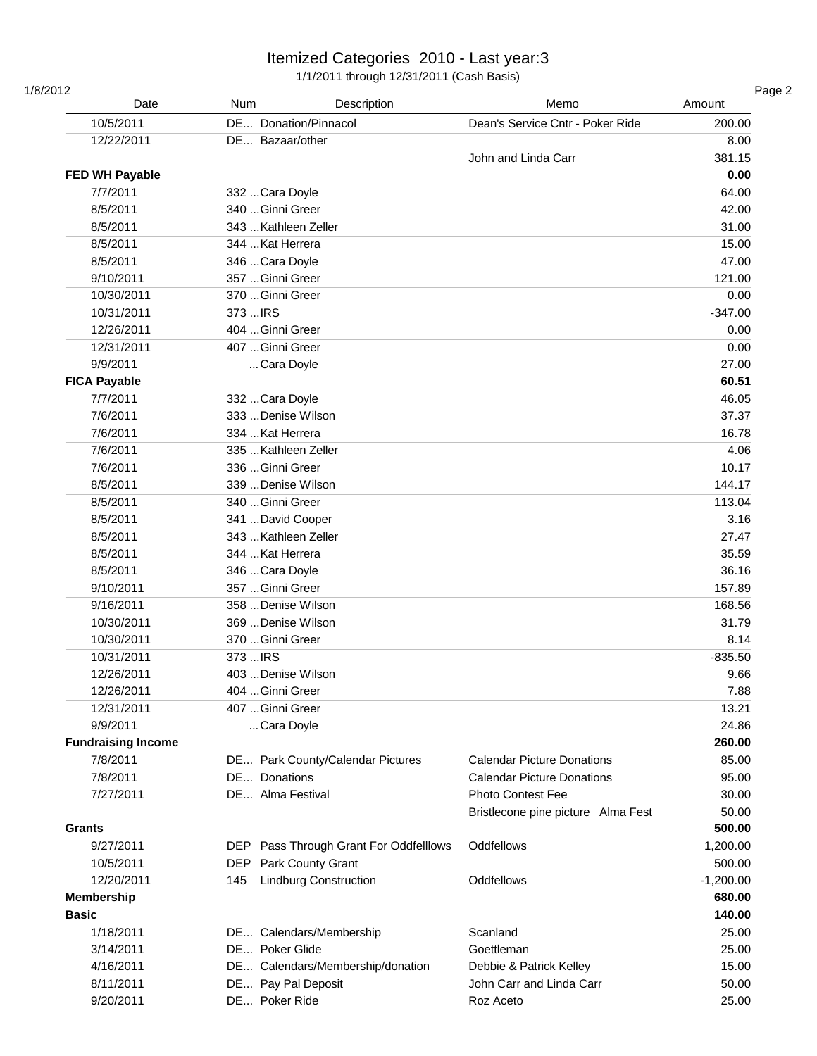# Itemized Categories 2010 - Last year:3

1/1/2011 through 12/31/2011 (Cash Basis)

1/8/2012

| Date | Num | Description | Memo | Amount |
|---|---|---|---|---|
| 10/5/2011 | DE... | Donation/Pinnacol | Dean's Service Cntr - Poker Ride | 200.00 |
| 12/22/2011 | DE... | Bazaar/other | | 8.00 |
| | | | John and Linda Carr | 381.15 |
| **FED WH Payable** | | | | **0.00** |
| 7/7/2011 | 332 ... | Cara Doyle | | 64.00 |
| 8/5/2011 | 340 ... | Ginni Greer | | 42.00 |
| 8/5/2011 | 343 ... | Kathleen Zeller | | 31.00 |
| 8/5/2011 | 344 ... | Kat Herrera | | 15.00 |
| 8/5/2011 | 346 ... | Cara Doyle | | 47.00 |
| 9/10/2011 | 357 ... | Ginni Greer | | 121.00 |
| 10/30/2011 | 370 ... | Ginni Greer | | 0.00 |
| 10/31/2011 | 373 ... | IRS | | -347.00 |
| 12/26/2011 | 404 ... | Ginni Greer | | 0.00 |
| 12/31/2011 | 407 ... | Ginni Greer | | 0.00 |
| 9/9/2011 | ... | Cara Doyle | | 27.00 |
| **FICA Payable** | | | | **60.51** |
| 7/7/2011 | 332 ... | Cara Doyle | | 46.05 |
| 7/6/2011 | 333 ... | Denise Wilson | | 37.37 |
| 7/6/2011 | 334 ... | Kat Herrera | | 16.78 |
| 7/6/2011 | 335 ... | Kathleen Zeller | | 4.06 |
| 7/6/2011 | 336 ... | Ginni Greer | | 10.17 |
| 8/5/2011 | 339 ... | Denise Wilson | | 144.17 |
| 8/5/2011 | 340 ... | Ginni Greer | | 113.04 |
| 8/5/2011 | 341 ... | David Cooper | | 3.16 |
| 8/5/2011 | 343 ... | Kathleen Zeller | | 27.47 |
| 8/5/2011 | 344 ... | Kat Herrera | | 35.59 |
| 8/5/2011 | 346 ... | Cara Doyle | | 36.16 |
| 9/10/2011 | 357 ... | Ginni Greer | | 157.89 |
| 9/16/2011 | 358 ... | Denise Wilson | | 168.56 |
| 10/30/2011 | 369 ... | Denise Wilson | | 31.79 |
| 10/30/2011 | 370 ... | Ginni Greer | | 8.14 |
| 10/31/2011 | 373 ... | IRS | | -835.50 |
| 12/26/2011 | 403 ... | Denise Wilson | | 9.66 |
| 12/26/2011 | 404 ... | Ginni Greer | | 7.88 |
| 12/31/2011 | 407 ... | Ginni Greer | | 13.21 |
| 9/9/2011 | ... | Cara Doyle | | 24.86 |
| **Fundraising Income** | | | | **260.00** |
| 7/8/2011 | DE... | Park County/Calendar Pictures | Calendar Picture Donations | 85.00 |
| 7/8/2011 | DE... | Donations | Calendar Picture Donations | 95.00 |
| 7/27/2011 | DE... | Alma Festival | Photo Contest Fee | 30.00 |
| | | | Bristlecone pine picture Alma Fest | 50.00 |
| **Grants** | | | | **500.00** |
| 9/27/2011 | DEP | Pass Through Grant For Oddfelllows | Oddfellows | 1,200.00 |
| 10/5/2011 | DEP | Park County Grant | | 500.00 |
| 12/20/2011 | 145 | Lindburg Construction | Oddfellows | -1,200.00 |
| **Membership** | | | | **680.00** |
| **Basic** | | | | **140.00** |
| 1/18/2011 | DE... | Calendars/Membership | Scanland | 25.00 |
| 3/14/2011 | DE... | Poker Glide | Goettleman | 25.00 |
| 4/16/2011 | DE... | Calendars/Membership/donation | Debbie & Patrick Kelley | 15.00 |
| 8/11/2011 | DE... | Pay Pal Deposit | John Carr and Linda Carr | 50.00 |
| 9/20/2011 | DE... | Poker Ride | Roz Aceto | 25.00 |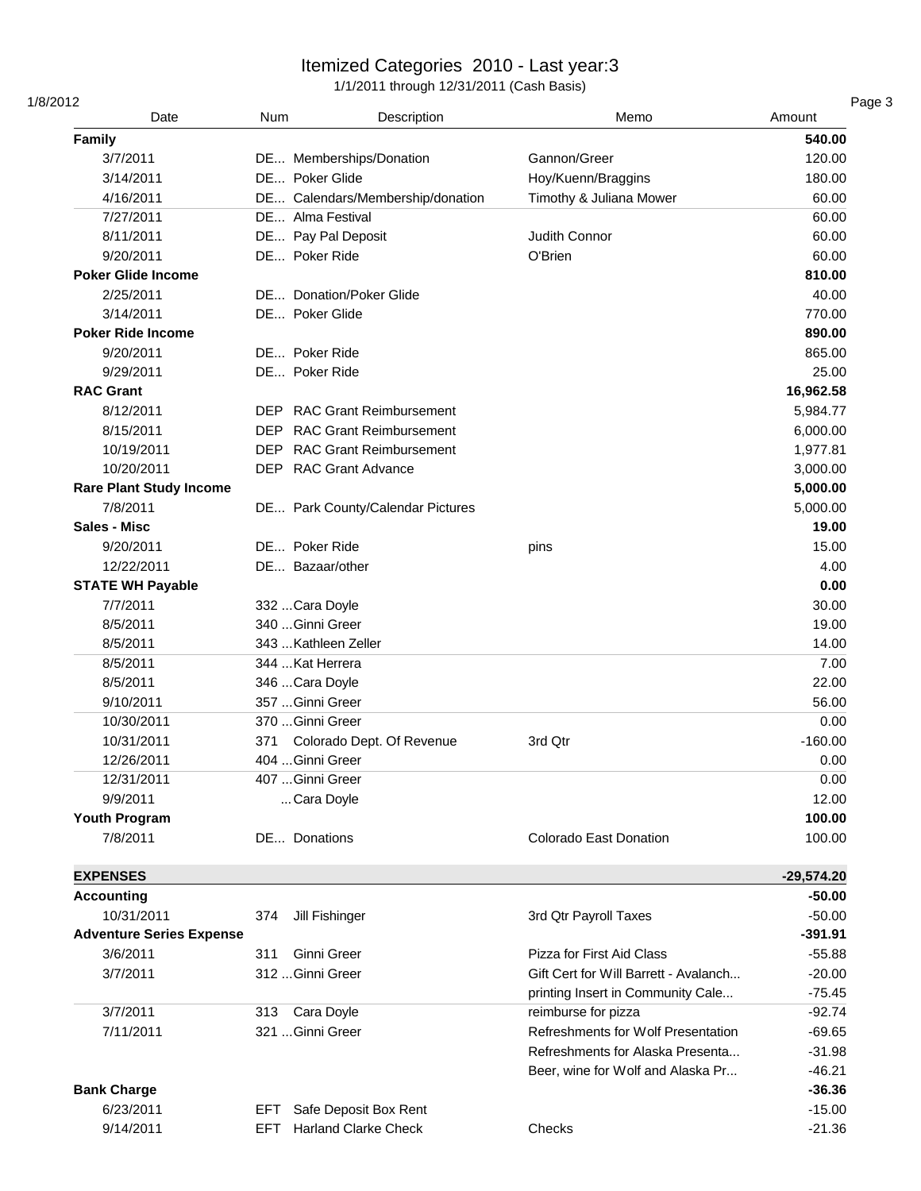# Itemized Categories 2010 - Last year:3

1/1/2011 through 12/31/2011 (Cash Basis)

| Date | Num | Description | Memo | Amount |
|---|---|---|---|---|
| **Family** | | | | **540.00** |
| 3/7/2011 | DE... | Memberships/Donation | Gannon/Greer | 120.00 |
| 3/14/2011 | DE... | Poker Glide | Hoy/Kuenn/Braggins | 180.00 |
| 4/16/2011 | DE... | Calendars/Membership/donation | Timothy & Juliana Mower | 60.00 |
| 7/27/2011 | DE... | Alma Festival | | 60.00 |
| 8/11/2011 | DE... | Pay Pal Deposit | Judith Connor | 60.00 |
| 9/20/2011 | DE... | Poker Ride | O'Brien | 60.00 |
| **Poker Glide Income** | | | | **810.00** |
| 2/25/2011 | DE... | Donation/Poker Glide | | 40.00 |
| 3/14/2011 | DE... | Poker Glide | | 770.00 |
| **Poker Ride Income** | | | | **890.00** |
| 9/20/2011 | DE... | Poker Ride | | 865.00 |
| 9/29/2011 | DE... | Poker Ride | | 25.00 |
| **RAC Grant** | | | | **16,962.58** |
| 8/12/2011 | DEP | RAC Grant Reimbursement | | 5,984.77 |
| 8/15/2011 | DEP | RAC Grant Reimbursement | | 6,000.00 |
| 10/19/2011 | DEP | RAC Grant Reimbursement | | 1,977.81 |
| 10/20/2011 | DEP | RAC Grant Advance | | 3,000.00 |
| **Rare Plant Study Income** | | | | **5,000.00** |
| 7/8/2011 | DE... | Park County/Calendar Pictures | | 5,000.00 |
| **Sales - Misc** | | | | **19.00** |
| 9/20/2011 | DE... | Poker Ride | pins | 15.00 |
| 12/22/2011 | DE... | Bazaar/other | | 4.00 |
| **STATE WH Payable** | | | | **0.00** |
| 7/7/2011 | 332 ... | Cara Doyle | | 30.00 |
| 8/5/2011 | 340 ... | Ginni Greer | | 19.00 |
| 8/5/2011 | 343 ... | Kathleen Zeller | | 14.00 |
| 8/5/2011 | 344 ... | Kat Herrera | | 7.00 |
| 8/5/2011 | 346 ... | Cara Doyle | | 22.00 |
| 9/10/2011 | 357 ... | Ginni Greer | | 56.00 |
| 10/30/2011 | 370 ... | Ginni Greer | | 0.00 |
| 10/31/2011 | 371 | Colorado Dept. Of Revenue | 3rd Qtr | -160.00 |
| 12/26/2011 | 404 ... | Ginni Greer | | 0.00 |
| 12/31/2011 | 407 ... | Ginni Greer | | 0.00 |
| 9/9/2011 | ... | Cara Doyle | | 12.00 |
| **Youth Program** | | | | **100.00** |
| 7/8/2011 | DE... | Donations | Colorado East Donation | 100.00 |
| | | | | |
| **EXPENSES** | | | | **-29,574.20** |
| **Accounting** | | | | **-50.00** |
| 10/31/2011 | 374 | Jill Fishinger | 3rd Qtr Payroll Taxes | -50.00 |
| **Adventure Series Expense** | | | | **-391.91** |
| 3/6/2011 | 311 | Ginni Greer | Pizza for First Aid Class | -55.88 |
| 3/7/2011 | 312 ... | Ginni Greer | Gift Cert for Will Barrett - Avalanch... | -20.00 |
| | | | printing Insert in Community Cale... | -75.45 |
| 3/7/2011 | 313 | Cara Doyle | reimburse for pizza | -92.74 |
| 7/11/2011 | 321 ... | Ginni Greer | Refreshments for Wolf Presentation | -69.65 |
| | | | Refreshments for Alaska Presenta... | -31.98 |
| | | | Beer, wine for Wolf and Alaska Pr... | -46.21 |
| **Bank Charge** | | | | **-36.36** |
| 6/23/2011 | EFT | Safe Deposit Box Rent | | -15.00 |
| 9/14/2011 | EFT | Harland Clarke Check | Checks | -21.36 |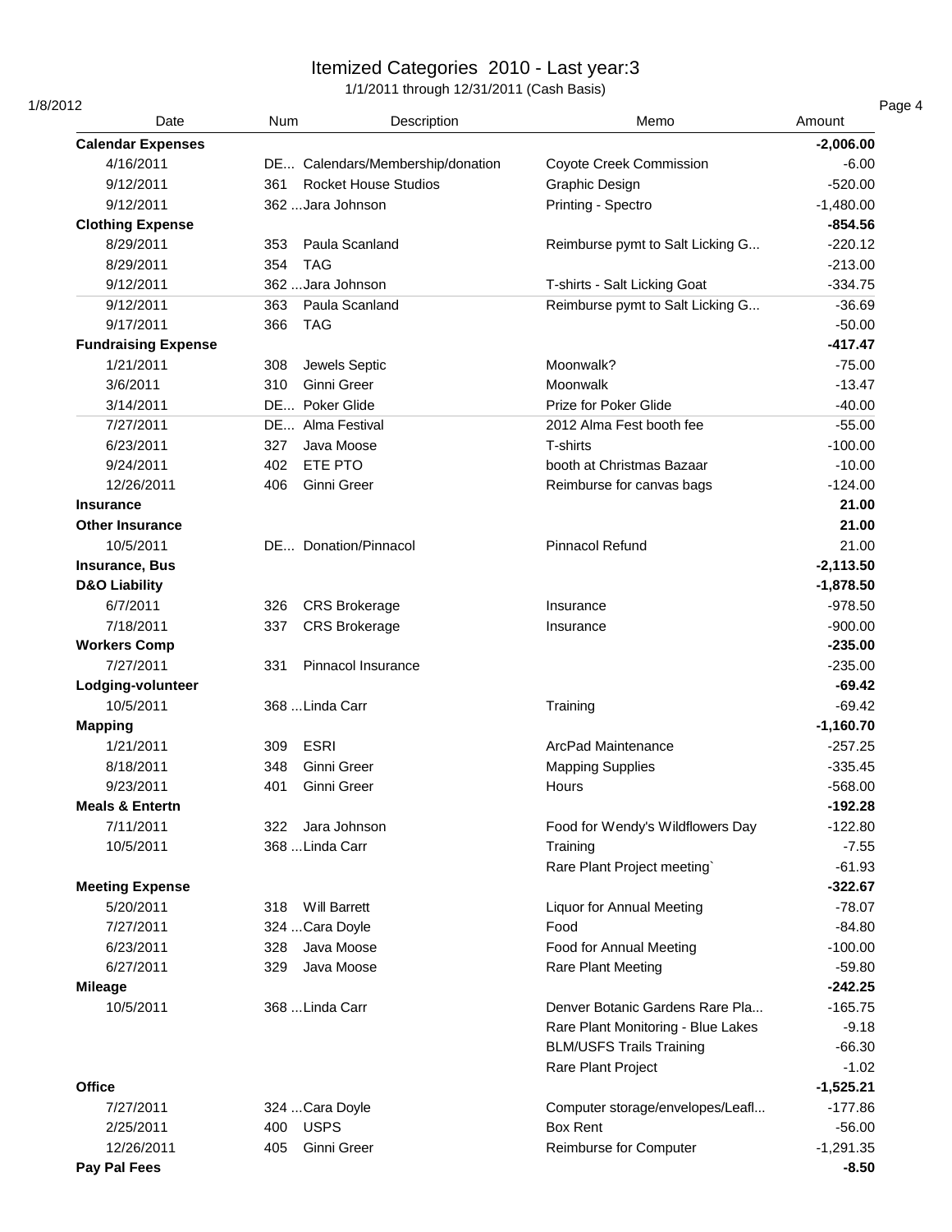# Itemized Categories 2010 - Last year:3

1/1/2011 through 12/31/2011 (Cash Basis)

1/8/2012

| Date | Num | Description | Memo | Amount |
|---|---|---|---|---|
| **Calendar Expenses** | | | | **-2,006.00** |
| 4/16/2011 | DE... | Calendars/Membership/donation | Coyote Creek Commission | -6.00 |
| 9/12/2011 | 361 | Rocket House Studios | Graphic Design | -520.00 |
| 9/12/2011 | 362 ... | Jara Johnson | Printing - Spectro | -1,480.00 |
| **Clothing Expense** | | | | **-854.56** |
| 8/29/2011 | 353 | Paula Scanland | Reimburse pymt to Salt Licking G... | -220.12 |
| 8/29/2011 | 354 | TAG | | -213.00 |
| 9/12/2011 | 362 ... | Jara Johnson | T-shirts - Salt Licking Goat | -334.75 |
| 9/12/2011 | 363 | Paula Scanland | Reimburse pymt to Salt Licking G... | -36.69 |
| 9/17/2011 | 366 | TAG | | -50.00 |
| **Fundraising Expense** | | | | **-417.47** |
| 1/21/2011 | 308 | Jewels Septic | Moonwalk? | -75.00 |
| 3/6/2011 | 310 | Ginni Greer | Moonwalk | -13.47 |
| 3/14/2011 | DE... | Poker Glide | Prize for Poker Glide | -40.00 |
| 7/27/2011 | DE... | Alma Festival | 2012 Alma Fest booth fee | -55.00 |
| 6/23/2011 | 327 | Java Moose | T-shirts | -100.00 |
| 9/24/2011 | 402 | ETE PTO | booth at Christmas Bazaar | -10.00 |
| 12/26/2011 | 406 | Ginni Greer | Reimburse for canvas bags | -124.00 |
| **Insurance** | | | | **21.00** |
| **Other Insurance** | | | | **21.00** |
| 10/5/2011 | DE... | Donation/Pinnacol | Pinnacol Refund | 21.00 |
| **Insurance, Bus** | | | | **-2,113.50** |
| **D&O Liability** | | | | **-1,878.50** |
| 6/7/2011 | 326 | CRS Brokerage | Insurance | -978.50 |
| 7/18/2011 | 337 | CRS Brokerage | Insurance | -900.00 |
| **Workers Comp** | | | | **-235.00** |
| 7/27/2011 | 331 | Pinnacol Insurance | | -235.00 |
| **Lodging-volunteer** | | | | **-69.42** |
| 10/5/2011 | 368 ... | Linda Carr | Training | -69.42 |
| **Mapping** | | | | **-1,160.70** |
| 1/21/2011 | 309 | ESRI | ArcPad Maintenance | -257.25 |
| 8/18/2011 | 348 | Ginni Greer | Mapping Supplies | -335.45 |
| 9/23/2011 | 401 | Ginni Greer | Hours | -568.00 |
| **Meals & Entertn** | | | | **-192.28** |
| 7/11/2011 | 322 | Jara Johnson | Food for Wendy's Wildflowers Day | -122.80 |
| 10/5/2011 | 368 ... | Linda Carr | Training | -7.55 |
| | | | Rare Plant Project meeting` | -61.93 |
| **Meeting Expense** | | | | **-322.67** |
| 5/20/2011 | 318 | Will Barrett | Liquor for Annual Meeting | -78.07 |
| 7/27/2011 | 324 ... | Cara Doyle | Food | -84.80 |
| 6/23/2011 | 328 | Java Moose | Food for Annual Meeting | -100.00 |
| 6/27/2011 | 329 | Java Moose | Rare Plant Meeting | -59.80 |
| **Mileage** | | | | **-242.25** |
| 10/5/2011 | 368 ... | Linda Carr | Denver Botanic Gardens Rare Pla... | -165.75 |
| | | | Rare Plant Monitoring - Blue Lakes | -9.18 |
| | | | BLM/USFS Trails Training | -66.30 |
| | | | Rare Plant Project | -1.02 |
| **Office** | | | | **-1,525.21** |
| 7/27/2011 | 324 ... | Cara Doyle | Computer storage/envelopes/Leafl... | -177.86 |
| 2/25/2011 | 400 | USPS | Box Rent | -56.00 |
| 12/26/2011 | 405 | Ginni Greer | Reimburse for Computer | -1,291.35 |
| **Pay Pal Fees** | | | | **-8.50** |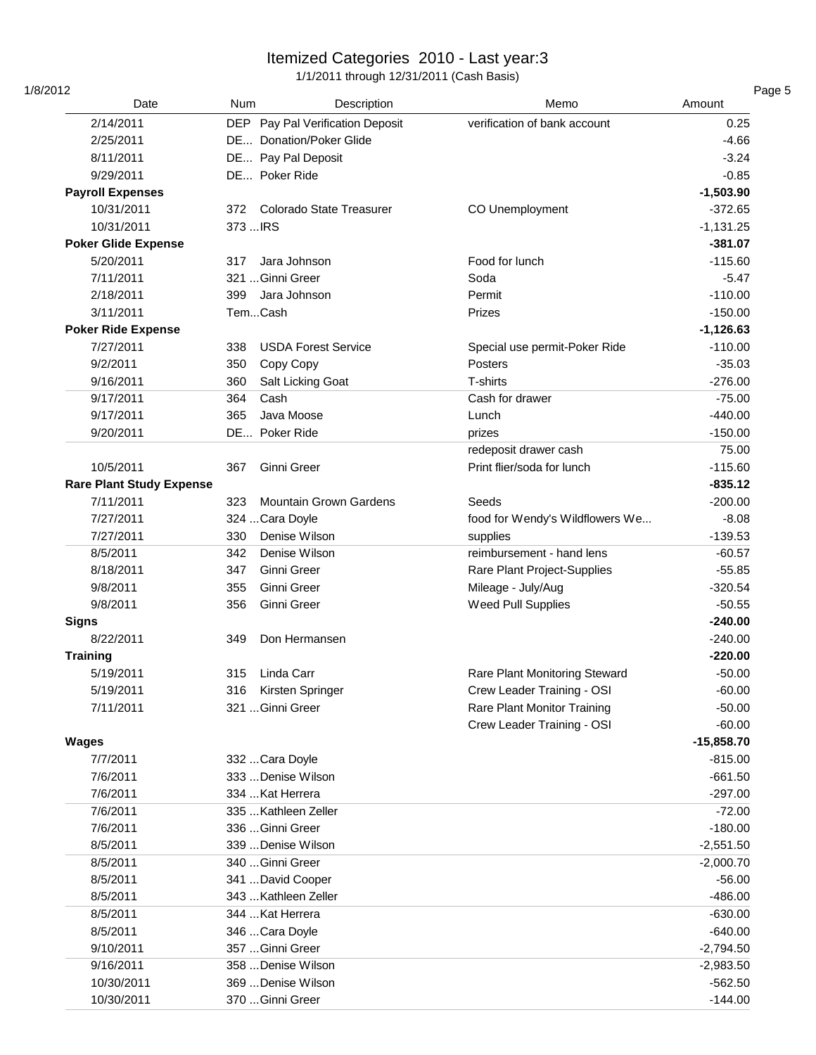# Itemized Categories 2010 - Last year:3

1/1/2011 through 12/31/2011 (Cash Basis)

1/8/2012

| Date | Num | Description | Memo | Amount |
|---|---|---|---|---|
| 2/14/2011 | DEP | Pay Pal Verification Deposit | verification of bank account | 0.25 |
| 2/25/2011 | DE... | Donation/Poker Glide | | -4.66 |
| 8/11/2011 | DE... | Pay Pal Deposit | | -3.24 |
| 9/29/2011 | DE... | Poker Ride | | -0.85 |
| **Payroll Expenses** | | | | **-1,503.90** |
| 10/31/2011 | 372 | Colorado State Treasurer | CO Unemployment | -372.65 |
| 10/31/2011 | 373 ... | IRS | | -1,131.25 |
| **Poker Glide Expense** | | | | **-381.07** |
| 5/20/2011 | 317 | Jara Johnson | Food for lunch | -115.60 |
| 7/11/2011 | 321 ... | Ginni Greer | Soda | -5.47 |
| 2/18/2011 | 399 | Jara Johnson | Permit | -110.00 |
| 3/11/2011 | Tem... | Cash | Prizes | -150.00 |
| **Poker Ride Expense** | | | | **-1,126.63** |
| 7/27/2011 | 338 | USDA Forest Service | Special use permit-Poker Ride | -110.00 |
| 9/2/2011 | 350 | Copy Copy | Posters | -35.03 |
| 9/16/2011 | 360 | Salt Licking Goat | T-shirts | -276.00 |
| 9/17/2011 | 364 | Cash | Cash for drawer | -75.00 |
| 9/17/2011 | 365 | Java Moose | Lunch | -440.00 |
| 9/20/2011 | DE... | Poker Ride | prizes | -150.00 |
| | | | redeposit drawer cash | 75.00 |
| 10/5/2011 | 367 | Ginni Greer | Print flier/soda for lunch | -115.60 |
| **Rare Plant Study Expense** | | | | **-835.12** |
| 7/11/2011 | 323 | Mountain Grown Gardens | Seeds | -200.00 |
| 7/27/2011 | 324 ... | Cara Doyle | food for Wendy's Wildflowers We... | -8.08 |
| 7/27/2011 | 330 | Denise Wilson | supplies | -139.53 |
| 8/5/2011 | 342 | Denise Wilson | reimbursement - hand lens | -60.57 |
| 8/18/2011 | 347 | Ginni Greer | Rare Plant Project-Supplies | -55.85 |
| 9/8/2011 | 355 | Ginni Greer | Mileage - July/Aug | -320.54 |
| 9/8/2011 | 356 | Ginni Greer | Weed Pull Supplies | -50.55 |
| **Signs** | | | | **-240.00** |
| 8/22/2011 | 349 | Don Hermansen | | -240.00 |
| **Training** | | | | **-220.00** |
| 5/19/2011 | 315 | Linda Carr | Rare Plant Monitoring Steward | -50.00 |
| 5/19/2011 | 316 | Kirsten Springer | Crew Leader Training - OSI | -60.00 |
| 7/11/2011 | 321 ... | Ginni Greer | Rare Plant Monitor Training | -50.00 |
| | | | Crew Leader Training - OSI | -60.00 |
| **Wages** | | | | **-15,858.70** |
| 7/7/2011 | 332 ... | Cara Doyle | | -815.00 |
| 7/6/2011 | 333 ... | Denise Wilson | | -661.50 |
| 7/6/2011 | 334 ... | Kat Herrera | | -297.00 |
| 7/6/2011 | 335 ... | Kathleen Zeller | | -72.00 |
| 7/6/2011 | 336 ... | Ginni Greer | | -180.00 |
| 8/5/2011 | 339 ... | Denise Wilson | | -2,551.50 |
| 8/5/2011 | 340 ... | Ginni Greer | | -2,000.70 |
| 8/5/2011 | 341 ... | David Cooper | | -56.00 |
| 8/5/2011 | 343 ... | Kathleen Zeller | | -486.00 |
| 8/5/2011 | 344 ... | Kat Herrera | | -630.00 |
| 8/5/2011 | 346 ... | Cara Doyle | | -640.00 |
| 9/10/2011 | 357 ... | Ginni Greer | | -2,794.50 |
| 9/16/2011 | 358 ... | Denise Wilson | | -2,983.50 |
| 10/30/2011 | 369 ... | Denise Wilson | | -562.50 |
| 10/30/2011 | 370 ... | Ginni Greer | | -144.00 |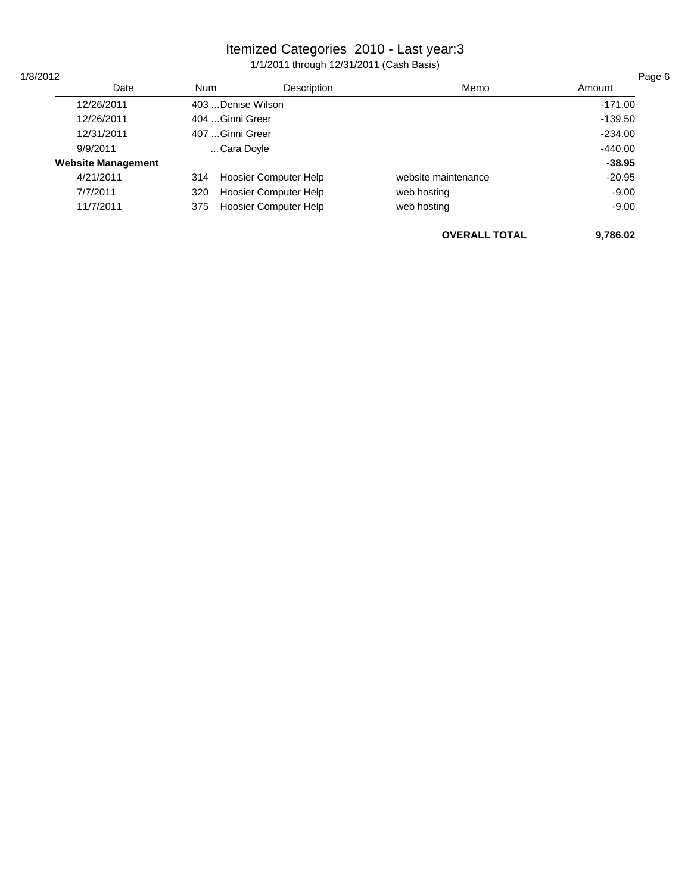# Itemized Categories 2010 - Last year:3

1/1/2011 through 12/31/2011 (Cash Basis)

| Date | Num | Description | Memo | Amount |
|---|---|---|---|---|
| 12/26/2011 | 403 ... | Denise Wilson | | -171.00 |
| 12/26/2011 | 404 ... | Ginni Greer | | -139.50 |
| 12/31/2011 | 407 ... | Ginni Greer | | -234.00 |
| 9/9/2011 | ... | Cara Doyle | | -440.00 |
| **Website Management** | | | | **-38.95** |
| 4/21/2011 | 314 | Hoosier Computer Help | website maintenance | -20.95 |
| 7/7/2011 | 320 | Hoosier Computer Help | web hosting | -9.00 |
| 11/7/2011 | 375 | Hoosier Computer Help | web hosting | -9.00 |
| | | | **OVERALL TOTAL** | **9,786.02** |